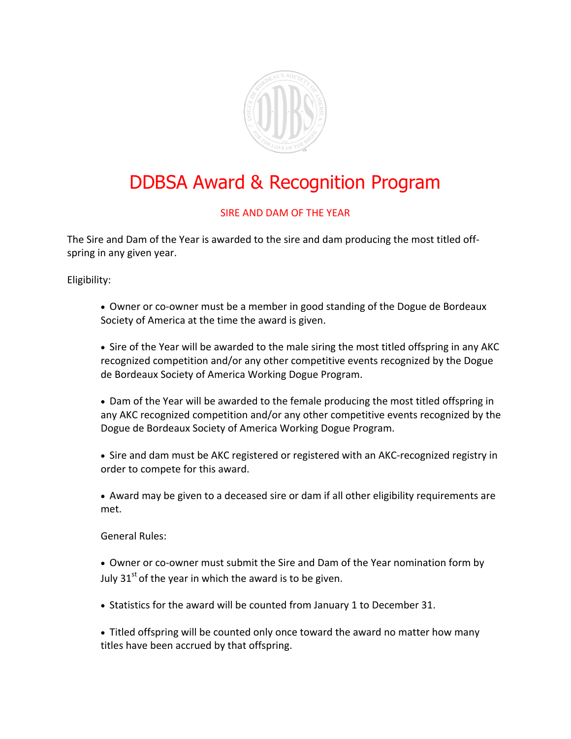# DDBSA Award & Recognition Program

## SIRE AND DAM OF THE YEAR

The Sire and Dam of the Year is awarded to the sire and dam producing the most titled off-spring in any given year.

Eligibility:

- Owner or co-owner must be a member in good standing of the Dogue de Bordeaux Society of America at the time the award is given.
- Sire of the Year will be awarded to the male siring the most titled offspring in any AKC recognized competition and/or any other competitive events recognized by the Dogue de Bordeaux Society of America Working Dogue Program.
- Dam of the Year will be awarded to the female producing the most titled offspring in any AKC recognized competition and/or any other competitive events recognized by the Dogue de Bordeaux Society of America Working Dogue Program.
- Sire and dam must be AKC registered or registered with an AKC-recognized registry in order to compete for this award.
- Award may be given to a deceased sire or dam if all other eligibility requirements are met.

General Rules:

- Owner or co-owner must submit the Sire and Dam of the Year nomination form by July 31st of the year in which the award is to be given.
- Statistics for the award will be counted from January 1 to December 31.
- Titled offspring will be counted only once toward the award no matter how many titles have been accrued by that offspring.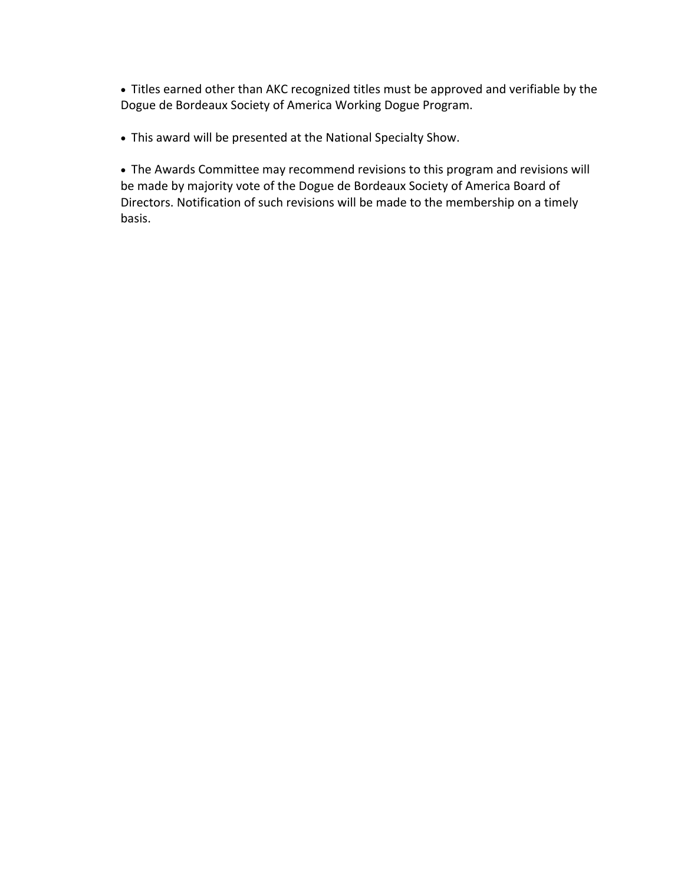- Titles earned other than AKC recognized titles must be approved and verifiable by the Dogue de Bordeaux Society of America Working Dogue Program.

- This award will be presented at the National Specialty Show.

- The Awards Committee may recommend revisions to this program and revisions will be made by majority vote of the Dogue de Bordeaux Society of America Board of Directors. Notification of such revisions will be made to the membership on a timely basis.